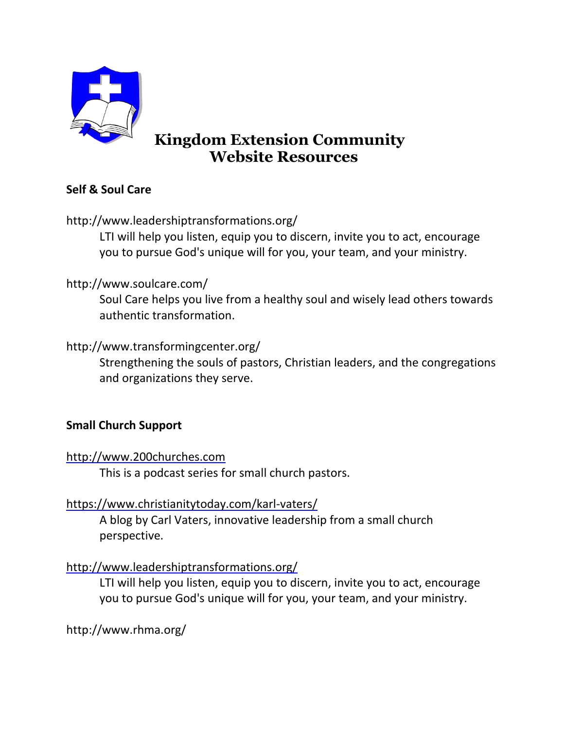# Kingdom Extension Community Website Resources

**Self & Soul Care**

http://www.leadershiptransformations.org/

LTI will help you listen, equip you to discern, invite you to act, encourage you to pursue God's unique will for you, your team, and your ministry.

http://www.soulcare.com/

Soul Care helps you live from a healthy soul and wisely lead others towards authentic transformation.

http://www.transformingcenter.org/

Strengthening the souls of pastors, Christian leaders, and the congregations and organizations they serve.

**Small Church Support**

http://www.200churches.com

This is a podcast series for small church pastors.

https://www.christianitytoday.com/karl-vaters/

A blog by Carl Vaters, innovative leadership from a small church perspective.

http://www.leadershiptransformations.org/

LTI will help you listen, equip you to discern, invite you to act, encourage you to pursue God's unique will for you, your team, and your ministry.

http://www.rhma.org/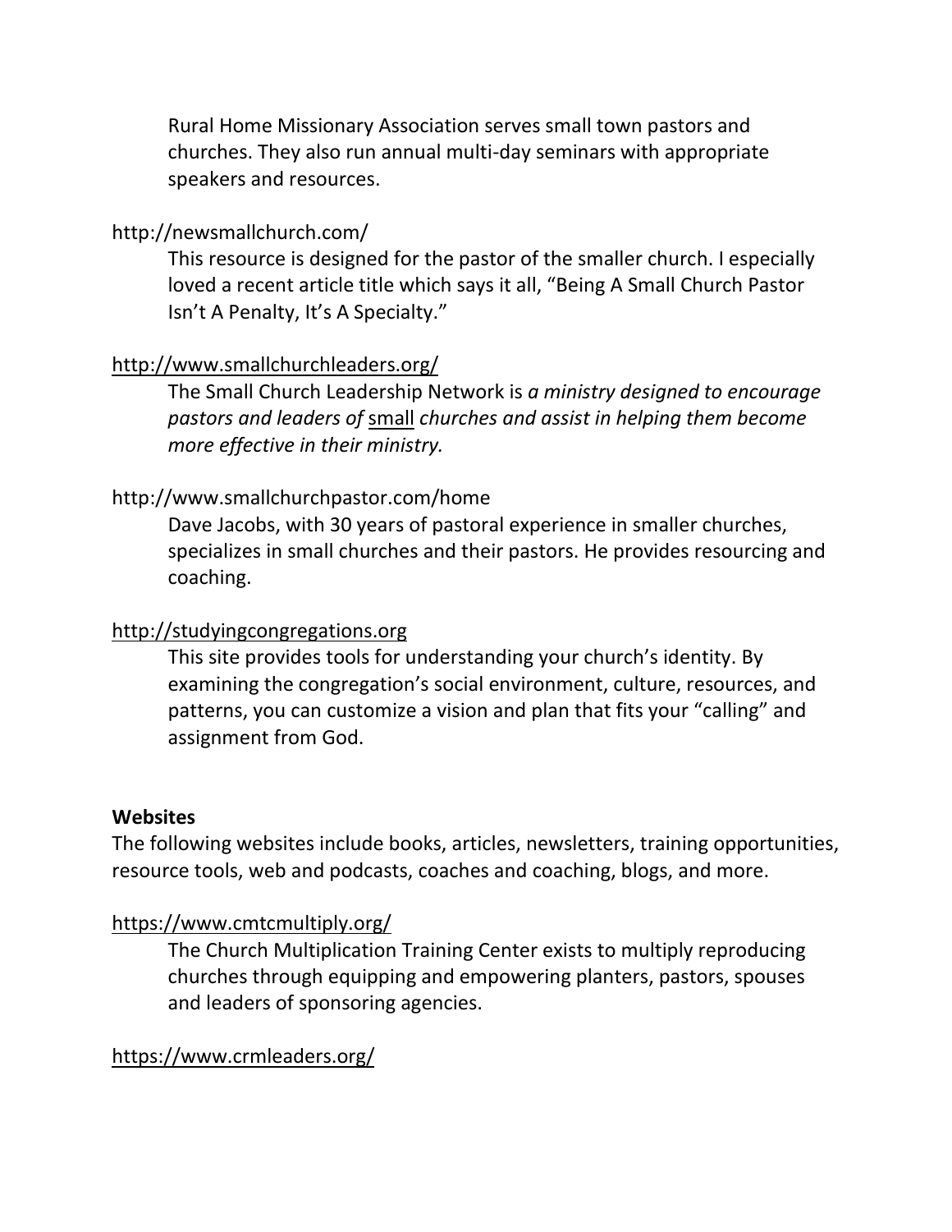Rural Home Missionary Association serves small town pastors and churches. They also run annual multi-day seminars with appropriate speakers and resources.

http://newsmallchurch.com/

This resource is designed for the pastor of the smaller church. I especially loved a recent article title which says it all, "Being A Small Church Pastor Isn't A Penalty, It's A Specialty."

http://www.smallchurchleaders.org/

The Small Church Leadership Network is *a ministry designed to encourage pastors and leaders of* small *churches and assist in helping them become more effective in their ministry.*

http://www.smallchurchpastor.com/home

Dave Jacobs, with 30 years of pastoral experience in smaller churches, specializes in small churches and their pastors. He provides resourcing and coaching.

http://studyingcongregations.org

This site provides tools for understanding your church's identity. By examining the congregation's social environment, culture, resources, and patterns, you can customize a vision and plan that fits your "calling" and assignment from God.

**Websites**

The following websites include books, articles, newsletters, training opportunities, resource tools, web and podcasts, coaches and coaching, blogs, and more.

https://www.cmtcmultiply.org/

The Church Multiplication Training Center exists to multiply reproducing churches through equipping and empowering planters, pastors, spouses and leaders of sponsoring agencies.

https://www.crmleaders.org/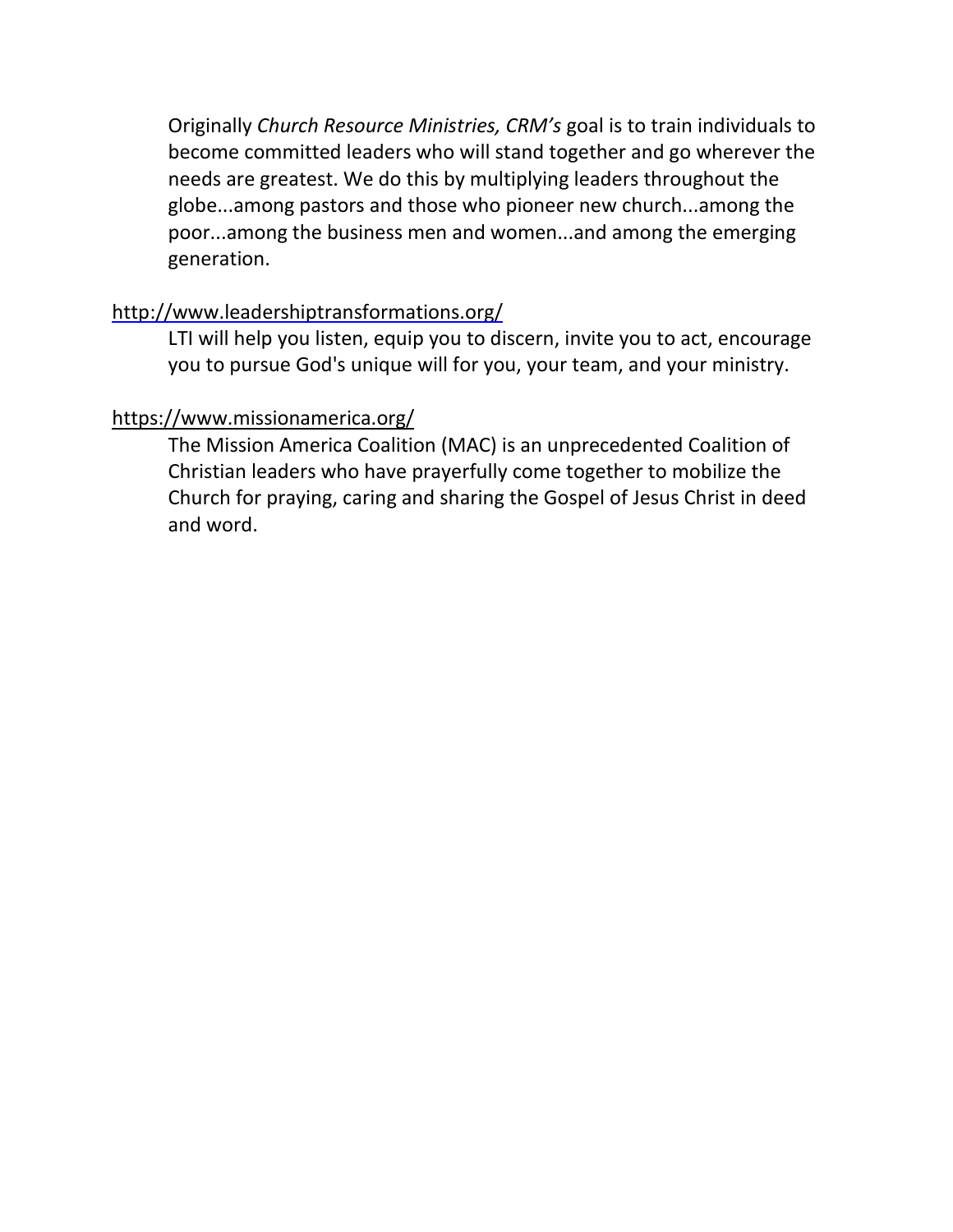Originally *Church Resource Ministries, CRM's* goal is to train individuals to become committed leaders who will stand together and go wherever the needs are greatest. We do this by multiplying leaders throughout the globe...among pastors and those who pioneer new church...among the poor...among the business men and women...and among the emerging generation.

http://www.leadershiptransformations.org/

LTI will help you listen, equip you to discern, invite you to act, encourage you to pursue God's unique will for you, your team, and your ministry.

https://www.missionamerica.org/

The Mission America Coalition (MAC) is an unprecedented Coalition of Christian leaders who have prayerfully come together to mobilize the Church for praying, caring and sharing the Gospel of Jesus Christ in deed and word.